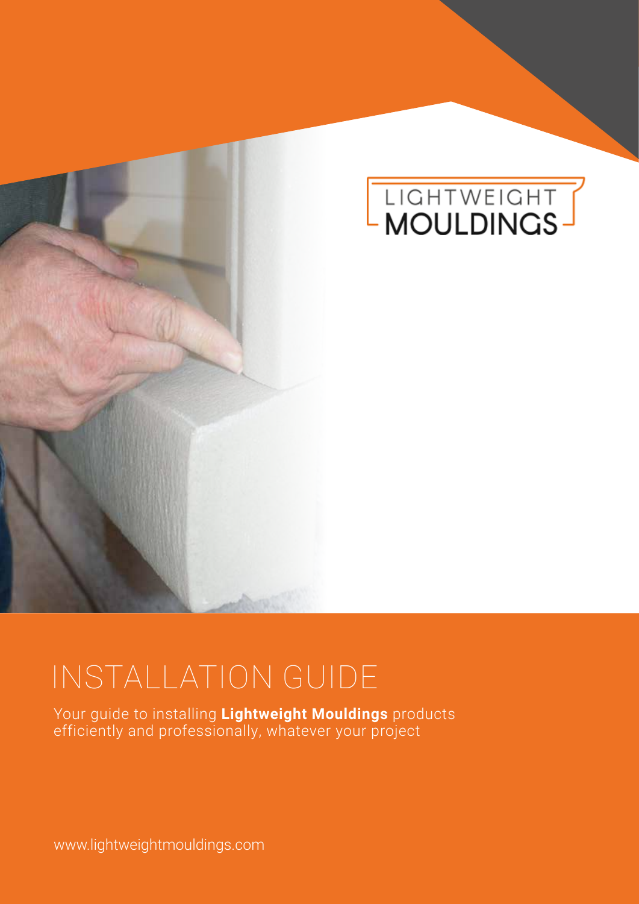LIGHTWEIGHT MOULDINGS

# INSTALLATION GUIDE

Your guide to installing **Lightweight Mouldings** products efficiently and professionally, whatever your project

www.lightweightmouldings.com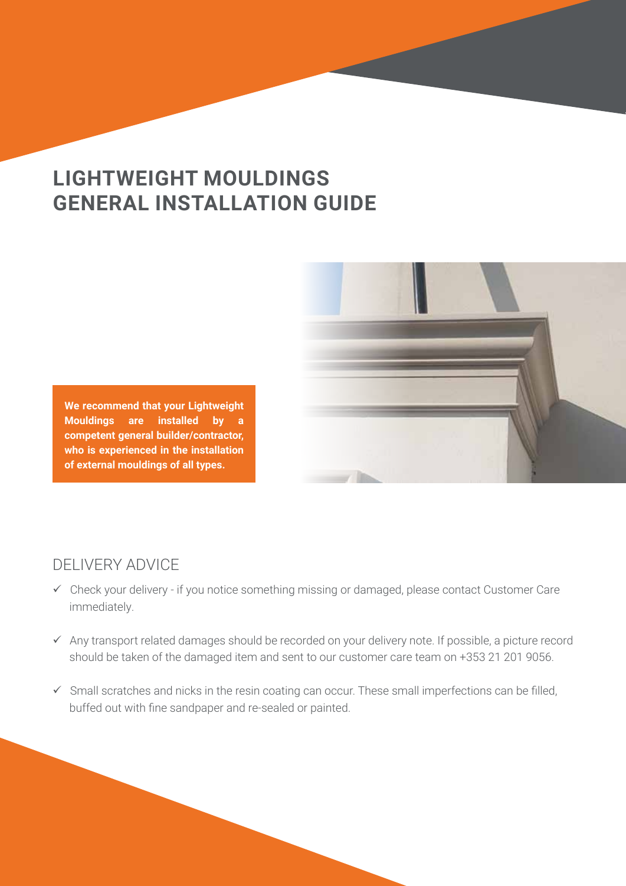# LIGHTWEIGHT MOULDINGS GENERAL INSTALLATION GUIDE

**We recommend that your Lightweight Mouldings are installed by a competent general builder/contractor, who is experienced in the installation of external mouldings of all types.**

## DELIVERY ADVICE

- ✓ Check your delivery - if you notice something missing or damaged, please contact Customer Care immediately.
- ✓ Any transport related damages should be recorded on your delivery note. If possible, a picture record should be taken of the damaged item and sent to our customer care team on +353 21 201 9056.
- ✓ Small scratches and nicks in the resin coating can occur. These small imperfections can be filled, buffed out with fine sandpaper and re-sealed or painted.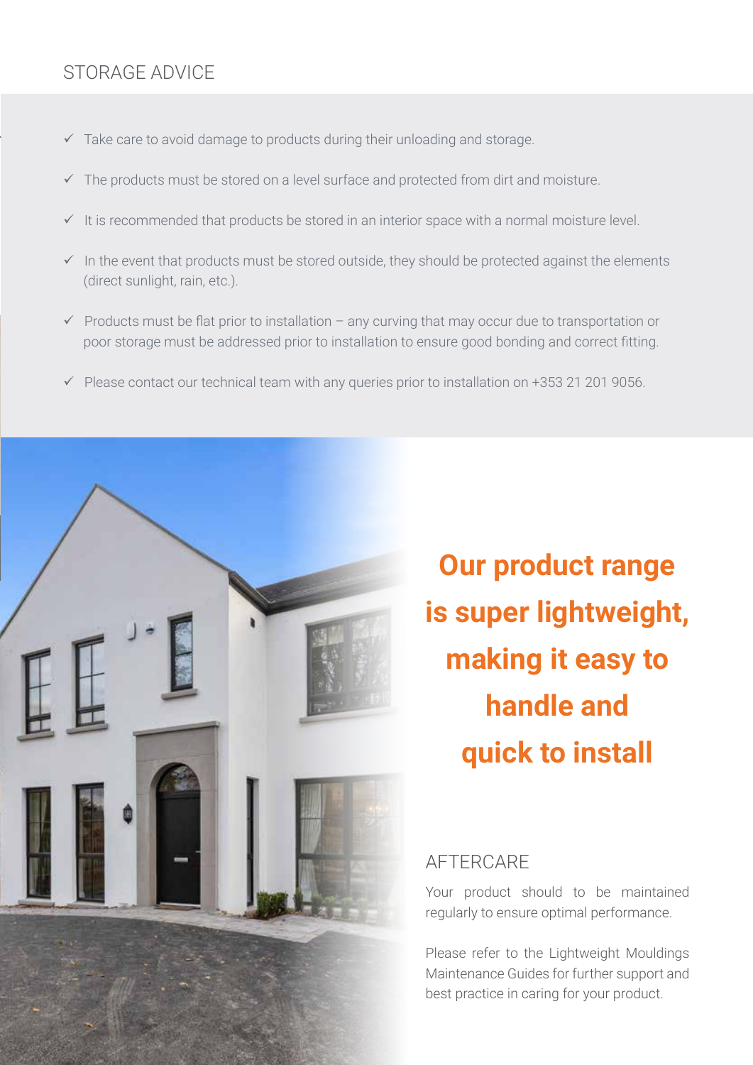## STORAGE ADVICE

- ✓ Take care to avoid damage to products during their unloading and storage.
- ✓ The products must be stored on a level surface and protected from dirt and moisture.
- ✓ It is recommended that products be stored in an interior space with a normal moisture level.
- ✓ In the event that products must be stored outside, they should be protected against the elements (direct sunlight, rain, etc.).
- ✓ Products must be flat prior to installation – any curving that may occur due to transportation or poor storage must be addressed prior to installation to ensure good bonding and correct fitting.
- ✓ Please contact our technical team with any queries prior to installation on +353 21 201 9056.

**Our product range is super lightweight, making it easy to handle and quick to install**

## AFTERCARE

Your product should to be maintained regularly to ensure optimal performance.

Please refer to the Lightweight Mouldings Maintenance Guides for further support and best practice in caring for your product.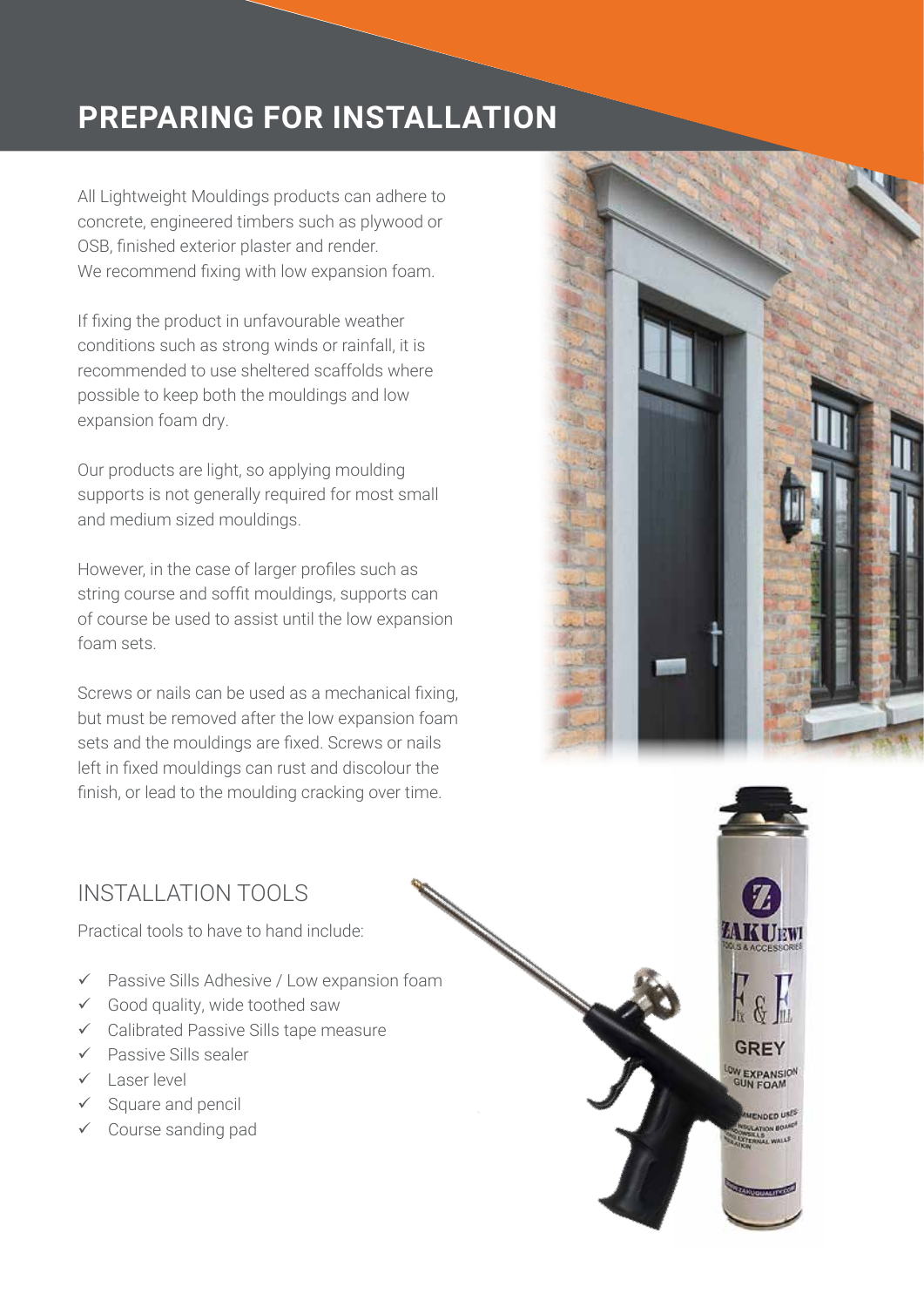# PREPARING FOR INSTALLATION

All Lightweight Mouldings products can adhere to concrete, engineered timbers such as plywood or OSB, finished exterior plaster and render. We recommend fixing with low expansion foam.

If fixing the product in unfavourable weather conditions such as strong winds or rainfall, it is recommended to use sheltered scaffolds where possible to keep both the mouldings and low expansion foam dry.

Our products are light, so applying moulding supports is not generally required for most small and medium sized mouldings.

However, in the case of larger profiles such as string course and soffit mouldings, supports can of course be used to assist until the low expansion foam sets.

Screws or nails can be used as a mechanical fixing, but must be removed after the low expansion foam sets and the mouldings are fixed. Screws or nails left in fixed mouldings can rust and discolour the finish, or lead to the moulding cracking over time.

## INSTALLATION TOOLS

Practical tools to have to hand include:

- ✓ Passive Sills Adhesive / Low expansion foam
- ✓ Good quality, wide toothed saw
- ✓ Calibrated Passive Sills tape measure
- ✓ Passive Sills sealer
- ✓ Laser level
- ✓ Square and pencil
- ✓ Course sanding pad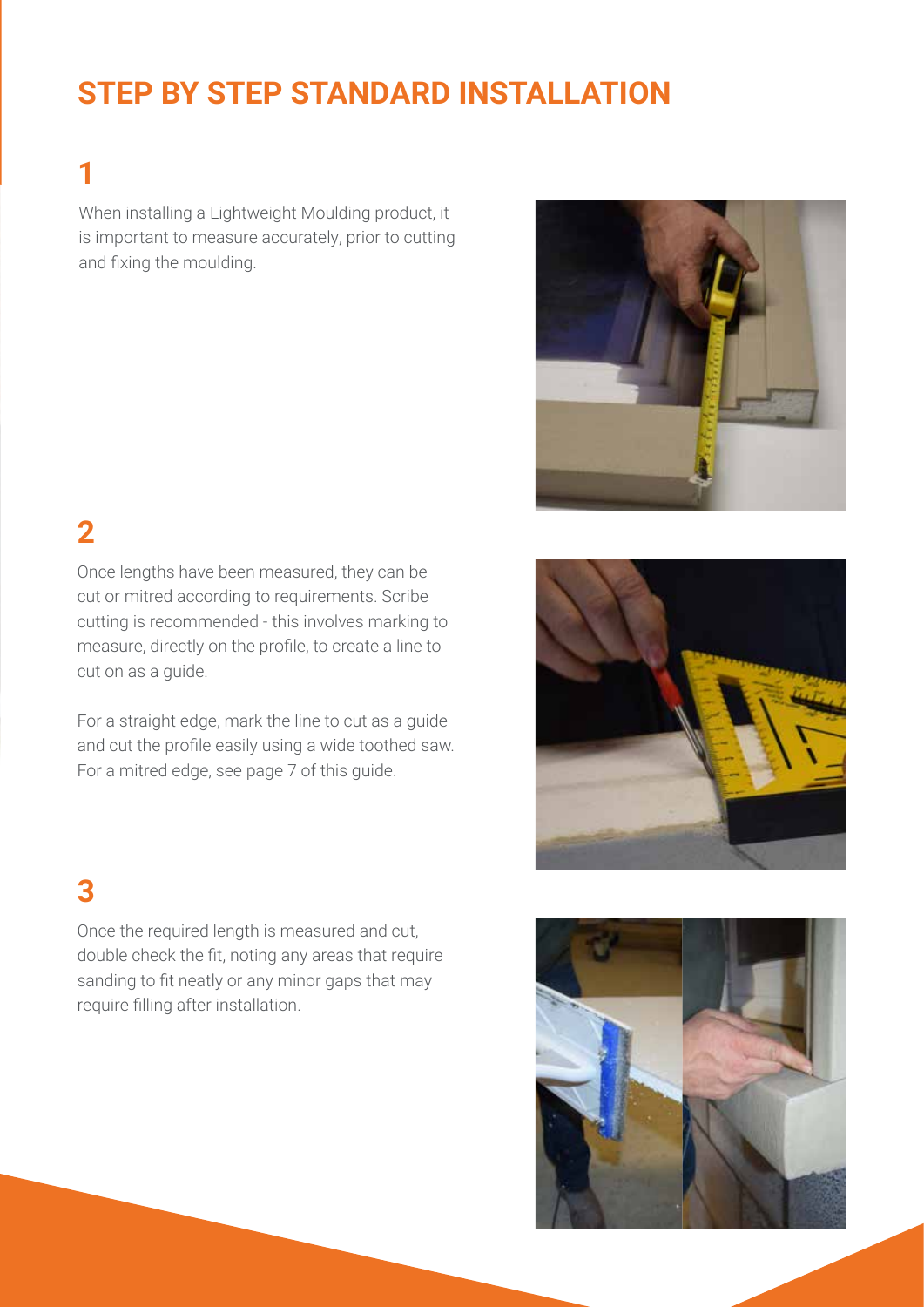# STEP BY STEP STANDARD INSTALLATION

## 1

When installing a Lightweight Moulding product, it is important to measure accurately, prior to cutting and fixing the moulding.

## 2

Once lengths have been measured, they can be cut or mitred according to requirements. Scribe cutting is recommended - this involves marking to measure, directly on the profile, to create a line to cut on as a guide.

For a straight edge, mark the line to cut as a guide and cut the profile easily using a wide toothed saw. For a mitred edge, see page 7 of this guide.

## 3

Once the required length is measured and cut, double check the fit, noting any areas that require sanding to fit neatly or any minor gaps that may require filling after installation.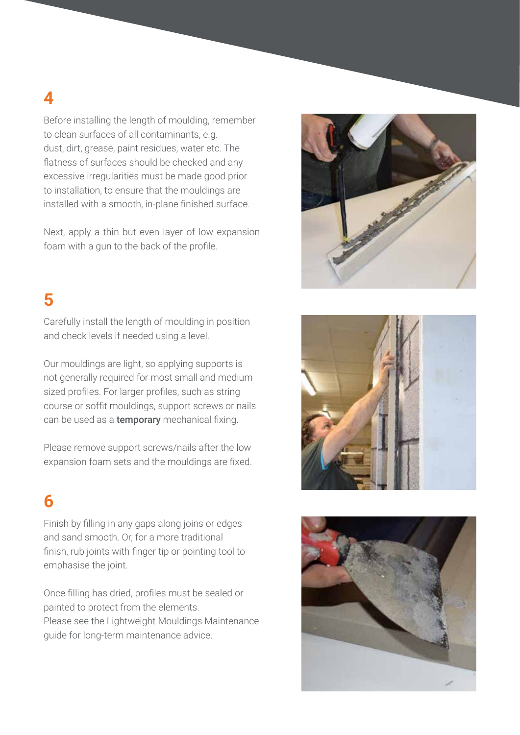## 4

Before installing the length of moulding, remember to clean surfaces of all contaminants, e.g. dust, dirt, grease, paint residues, water etc. The flatness of surfaces should be checked and any excessive irregularities must be made good prior to installation, to ensure that the mouldings are installed with a smooth, in-plane finished surface.

Next, apply a thin but even layer of low expansion foam with a gun to the back of the profile.

## 5

Carefully install the length of moulding in position and check levels if needed using a level.

Our mouldings are light, so applying supports is not generally required for most small and medium sized profiles. For larger profiles, such as string course or soffit mouldings, support screws or nails can be used as a **temporary** mechanical fixing.

Please remove support screws/nails after the low expansion foam sets and the mouldings are fixed.

## 6

Finish by filling in any gaps along joins or edges and sand smooth. Or, for a more traditional finish, rub joints with finger tip or pointing tool to emphasise the joint.

Once filling has dried, profiles must be sealed or painted to protect from the elements.
Please see the Lightweight Mouldings Maintenance guide for long-term maintenance advice.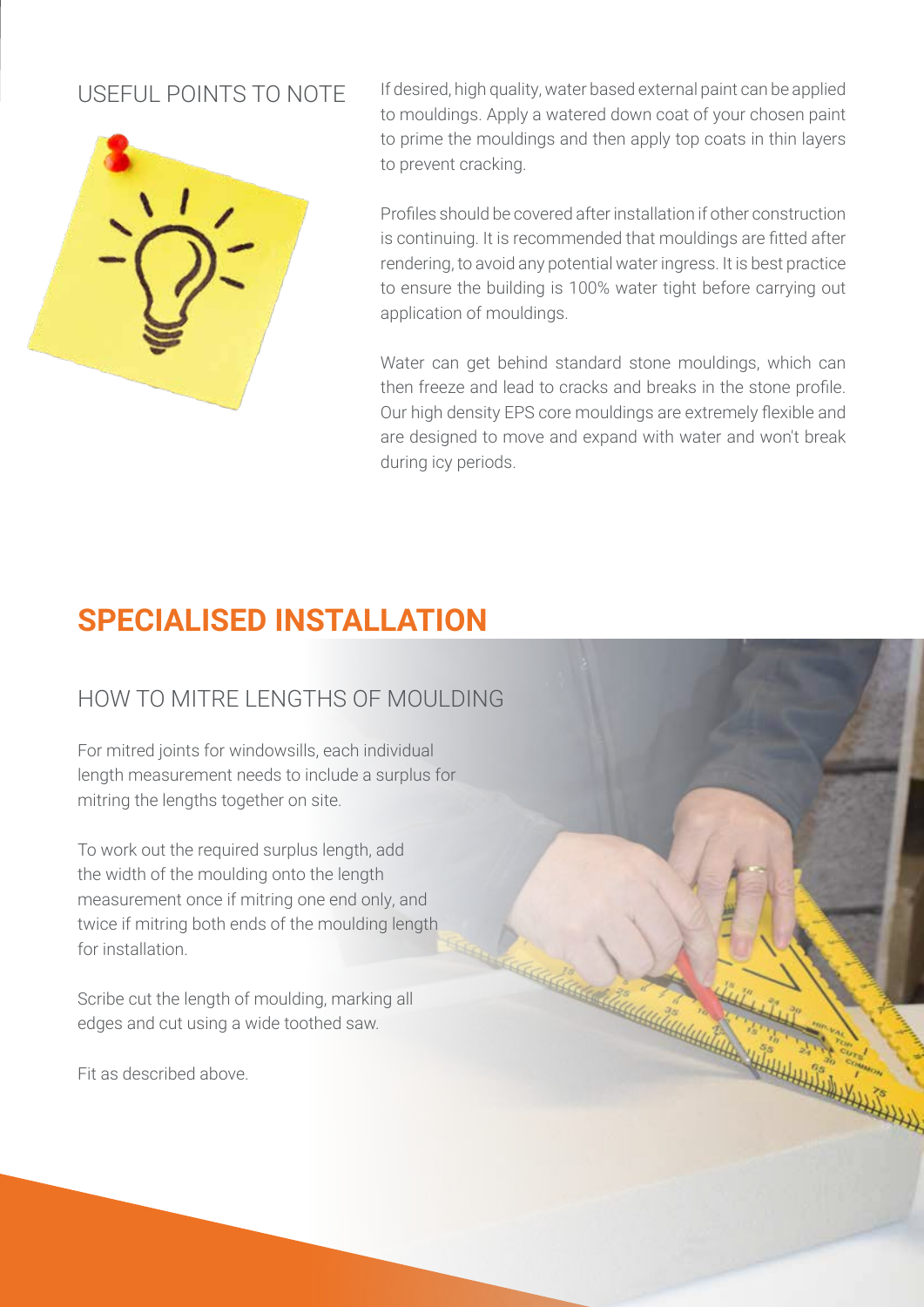## USEFUL POINTS TO NOTE

If desired, high quality, water based external paint can be applied to mouldings. Apply a watered down coat of your chosen paint to prime the mouldings and then apply top coats in thin layers to prevent cracking.

Profiles should be covered after installation if other construction is continuing. It is recommended that mouldings are fitted after rendering, to avoid any potential water ingress. It is best practice to ensure the building is 100% water tight before carrying out application of mouldings.

Water can get behind standard stone mouldings, which can then freeze and lead to cracks and breaks in the stone profile. Our high density EPS core mouldings are extremely flexible and are designed to move and expand with water and won't break during icy periods.

# SPECIALISED INSTALLATION

## HOW TO MITRE LENGTHS OF MOULDING

For mitred joints for windowsills, each individual length measurement needs to include a surplus for mitring the lengths together on site.

To work out the required surplus length, add the width of the moulding onto the length measurement once if mitring one end only, and twice if mitring both ends of the moulding length for installation.

Scribe cut the length of moulding, marking all edges and cut using a wide toothed saw.

Fit as described above.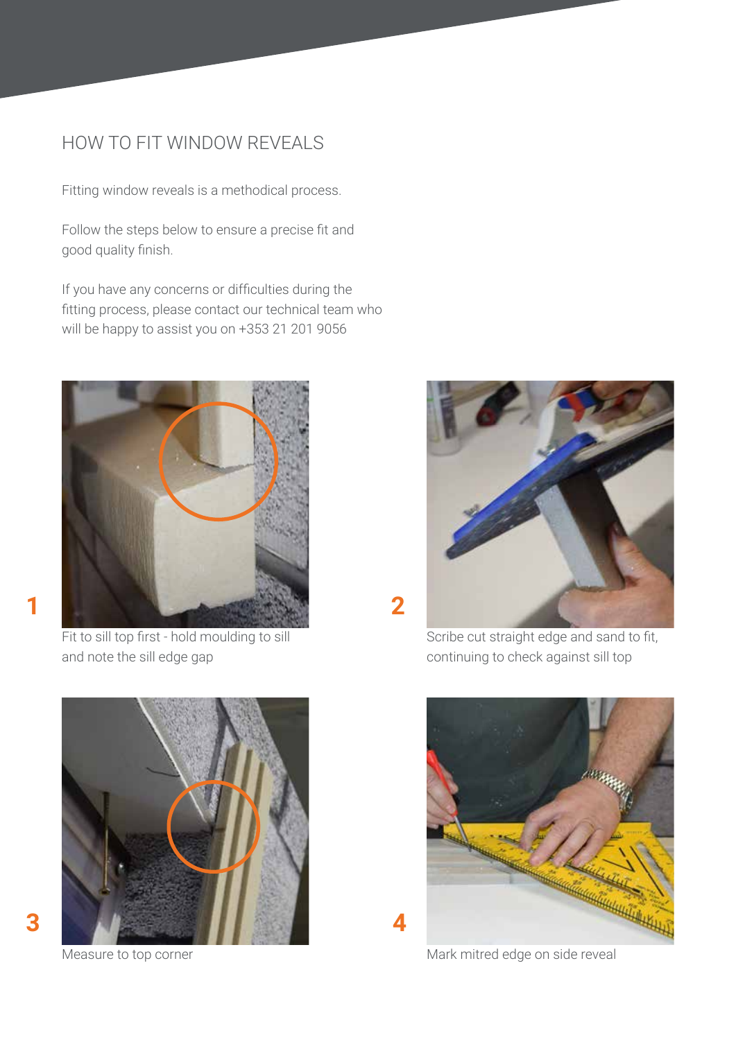## HOW TO FIT WINDOW REVEALS

Fitting window reveals is a methodical process.

Follow the steps below to ensure a precise fit and good quality finish.

If you have any concerns or difficulties during the fitting process, please contact our technical team who will be happy to assist you on +353 21 201 9056

**1**

Fit to sill top first - hold moulding to sill and note the sill edge gap

**2**

Scribe cut straight edge and sand to fit, continuing to check against sill top

**3**

Measure to top corner

**4**

Mark mitred edge on side reveal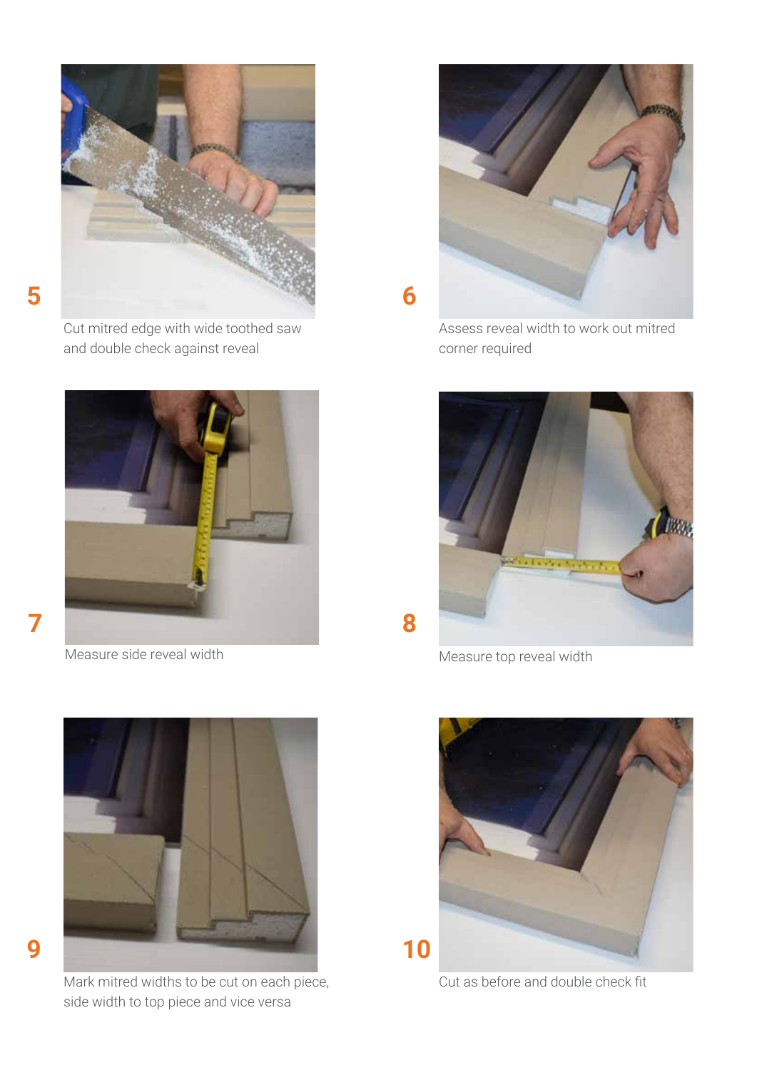5

Cut mitred edge with wide toothed saw and double check against reveal

6

Assess reveal width to work out mitred corner required

7

Measure side reveal width

8

Measure top reveal width

9

Mark mitred widths to be cut on each piece, side width to top piece and vice versa

10

Cut as before and double check fit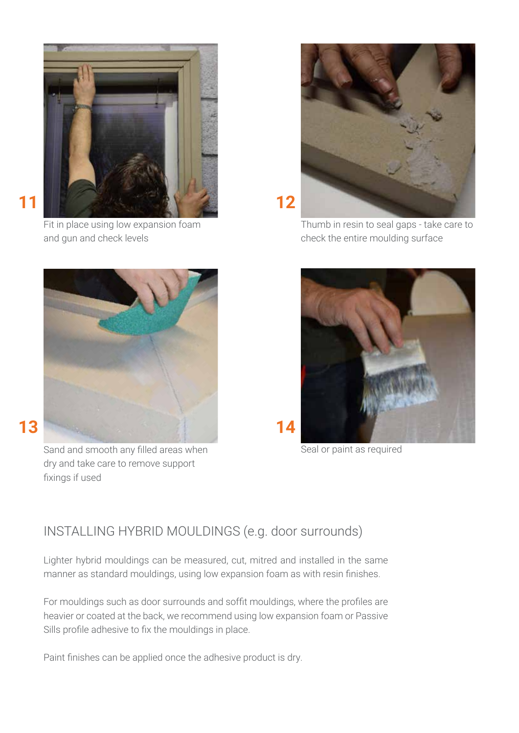11

Fit in place using low expansion foam and gun and check levels

12

Thumb in resin to seal gaps - take care to check the entire moulding surface

13

Sand and smooth any filled areas when dry and take care to remove support fixings if used

14

Seal or paint as required

## INSTALLING HYBRID MOULDINGS (e.g. door surrounds)

Lighter hybrid mouldings can be measured, cut, mitred and installed in the same manner as standard mouldings, using low expansion foam as with resin finishes.

For mouldings such as door surrounds and soffit mouldings, where the profiles are heavier or coated at the back, we recommend using low expansion foam or Passive Sills profile adhesive to fix the mouldings in place.

Paint finishes can be applied once the adhesive product is dry.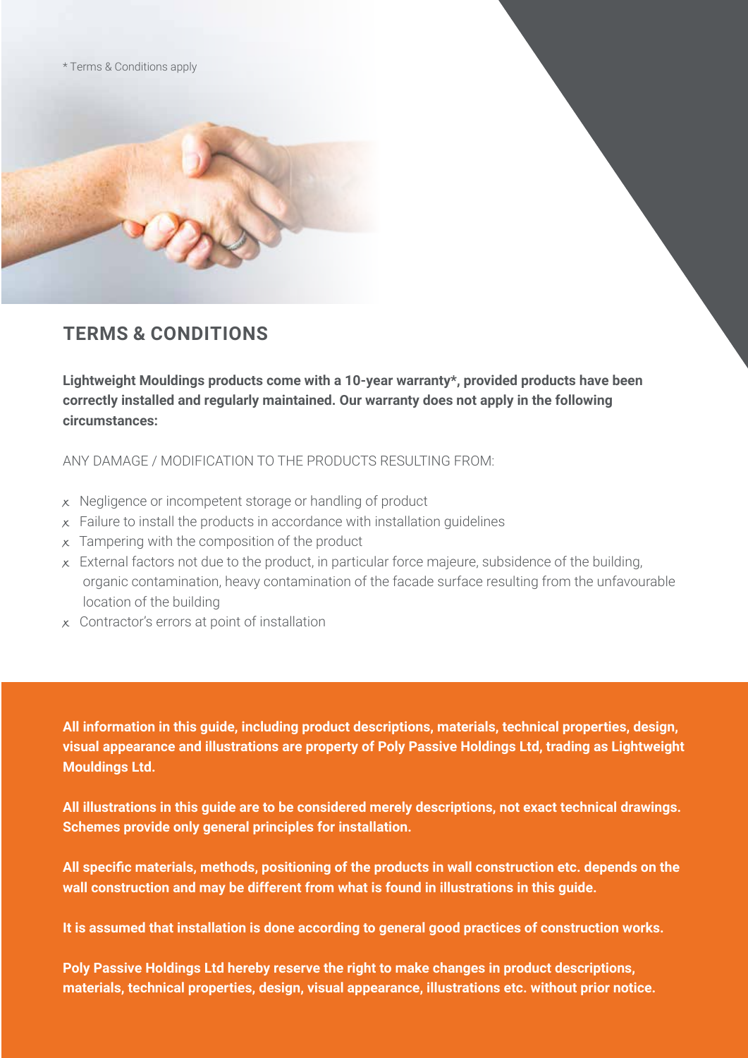* Terms & Conditions apply

## TERMS & CONDITIONS

**Lightweight Mouldings products come with a 10-year warranty*, provided products have been correctly installed and regularly maintained. Our warranty does not apply in the following circumstances:**

ANY DAMAGE / MODIFICATION TO THE PRODUCTS RESULTING FROM:

- Negligence or incompetent storage or handling of product
- Failure to install the products in accordance with installation guidelines
- Tampering with the composition of the product
- External factors not due to the product, in particular force majeure, subsidence of the building, organic contamination, heavy contamination of the facade surface resulting from the unfavourable location of the building
- Contractor's errors at point of installation

**All information in this guide, including product descriptions, materials, technical properties, design, visual appearance and illustrations are property of Poly Passive Holdings Ltd, trading as Lightweight Mouldings Ltd.**

**All illustrations in this guide are to be considered merely descriptions, not exact technical drawings. Schemes provide only general principles for installation.**

**All specific materials, methods, positioning of the products in wall construction etc. depends on the wall construction and may be different from what is found in illustrations in this guide.**

**It is assumed that installation is done according to general good practices of construction works.**

**Poly Passive Holdings Ltd hereby reserve the right to make changes in product descriptions, materials, technical properties, design, visual appearance, illustrations etc. without prior notice.**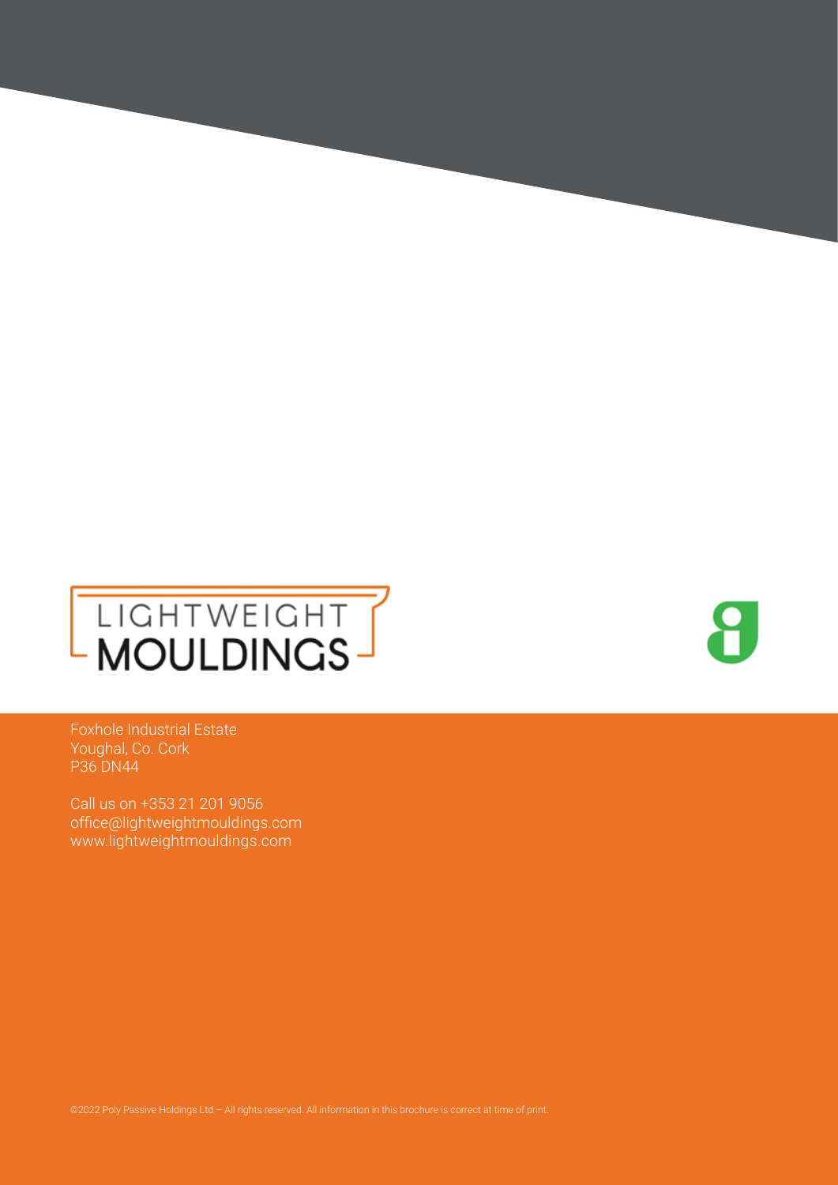LIGHTWEIGHT MOULDINGS

Foxhole Industrial Estate
Youghal, Co. Cork
P36 DN44

Call us on +353 21 201 9056
office@lightweightmouldings.com
www.lightweightmouldings.com

©2022 Poly Passive Holdings Ltd – All rights reserved. All information in this brochure is correct at time of print.